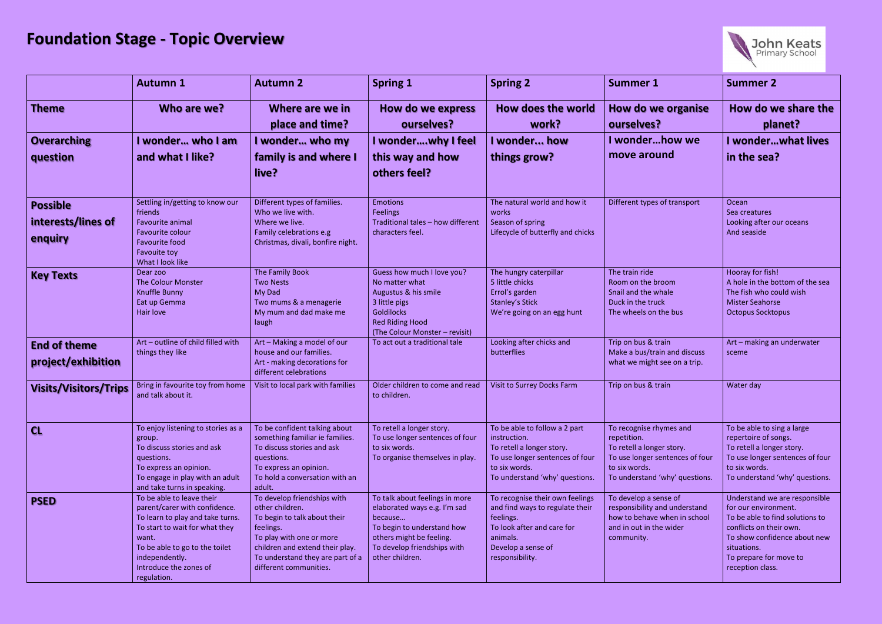# Foundation Stage - Topic Overview

John Keats Primary School

| | Autumn 1 | Autumn 2 | Spring 1 | Spring 2 | Summer 1 | Summer 2 |
|---|---|---|---|---|---|---|
| **Theme** | **Who are we?** | **Where are we in place and time?** | **How do we express ourselves?** | **How does the world work?** | **How do we organise ourselves?** | **How do we share the planet?** |
| **Overarching question** | **I wonder… who I am and what I like?** | **I wonder… who my family is and where I live?** | **I wonder….why I feel this way and how others feel?** | **I wonder... how things grow?** | **I wonder…how we move around** | **I wonder…what lives in the sea?** |
| **Possible interests/lines of enquiry** | Settling in/getting to know our friends<br>Favourite animal<br>Favourite colour<br>Favourite food<br>Favouite toy<br>What I look like | Different types of families.<br>Who we live with.<br>Where we live.<br>Family celebrations e.g Christmas, divali, bonfire night. | Emotions<br>Feelings<br>Traditional tales – how different characters feel. | The natural world and how it works<br>Season of spring<br>Lifecycle of butterfly and chicks | Different types of transport | Ocean<br>Sea creatures<br>Looking after our oceans<br>And seaside |
| **Key Texts** | Dear zoo<br>The Colour Monster<br>Knuffle Bunny<br>Eat up Gemma<br>Hair love | The Family Book<br>Two Nests<br>My Dad<br>Two mums & a menagerie<br>My mum and dad make me laugh | Guess how much I love you?<br>No matter what<br>Augustus & his smile<br>3 little pigs<br>Goldilocks<br>Red Riding Hood<br>(The Colour Monster – revisit) | The hungry caterpillar<br>5 little chicks<br>Errol's garden<br>Stanley's Stick<br>We're going on an egg hunt | The train ride<br>Room on the broom<br>Snail and the whale<br>Duck in the truck<br>The wheels on the bus | Hooray for fish!<br>A hole in the bottom of the sea<br>The fish who could wish<br>Mister Seahorse<br>Octopus Socktopus |
| **End of theme project/exhibition** | Art – outline of child filled with things they like | Art – Making a model of our house and our families.<br>Art - making decorations for different celebrations | To act out a traditional tale | Looking after chicks and butterflies | Trip on bus & train<br>Make a bus/train and discuss what we might see on a trip. | Art – making an underwater sceme |
| **Visits/Visitors/Trips** | Bring in favourite toy from home and talk about it. | Visit to local park with families | Older children to come and read to children. | Visit to Surrey Docks Farm | Trip on bus & train | Water day |
| **CL** | To enjoy listening to stories as a group.<br>To discuss stories and ask questions.<br>To express an opinion.<br>To engage in play with an adult and take turns in speaking. | To be confident talking about something familiar ie families.<br>To discuss stories and ask questions.<br>To express an opinion.<br>To hold a conversation with an adult. | To retell a longer story.<br>To use longer sentences of four to six words.<br>To organise themselves in play. | To be able to follow a 2 part instruction.<br>To retell a longer story.<br>To use longer sentences of four to six words.<br>To understand 'why' questions. | To recognise rhymes and repetition.<br>To retell a longer story.<br>To use longer sentences of four to six words.<br>To understand 'why' questions. | To be able to sing a large repertoire of songs.<br>To retell a longer story.<br>To use longer sentences of four to six words.<br>To understand 'why' questions. |
| **PSED** | To be able to leave their parent/carer with confidence.<br>To learn to play and take turns.<br>To start to wait for what they want.<br>To be able to go to the toilet independently.<br>Introduce the zones of regulation. | To develop friendships with other children.<br>To begin to talk about their feelings.<br>To play with one or more children and extend their play.<br>To understand they are part of a different communities. | To talk about feelings in more elaborated ways e.g. I'm sad because…<br>To begin to understand how others might be feeling.<br>To develop friendships with other children. | To recognise their own feelings and find ways to regulate their feelings.<br>To look after and care for animals.<br>Develop a sense of responsibility. | To develop a sense of responsibility and understand how to behave when in school and in out in the wider community. | Understand we are responsible for our environment.<br>To be able to find solutions to conflicts on their own.<br>To show confidence about new situations.<br>To prepare for move to reception class. |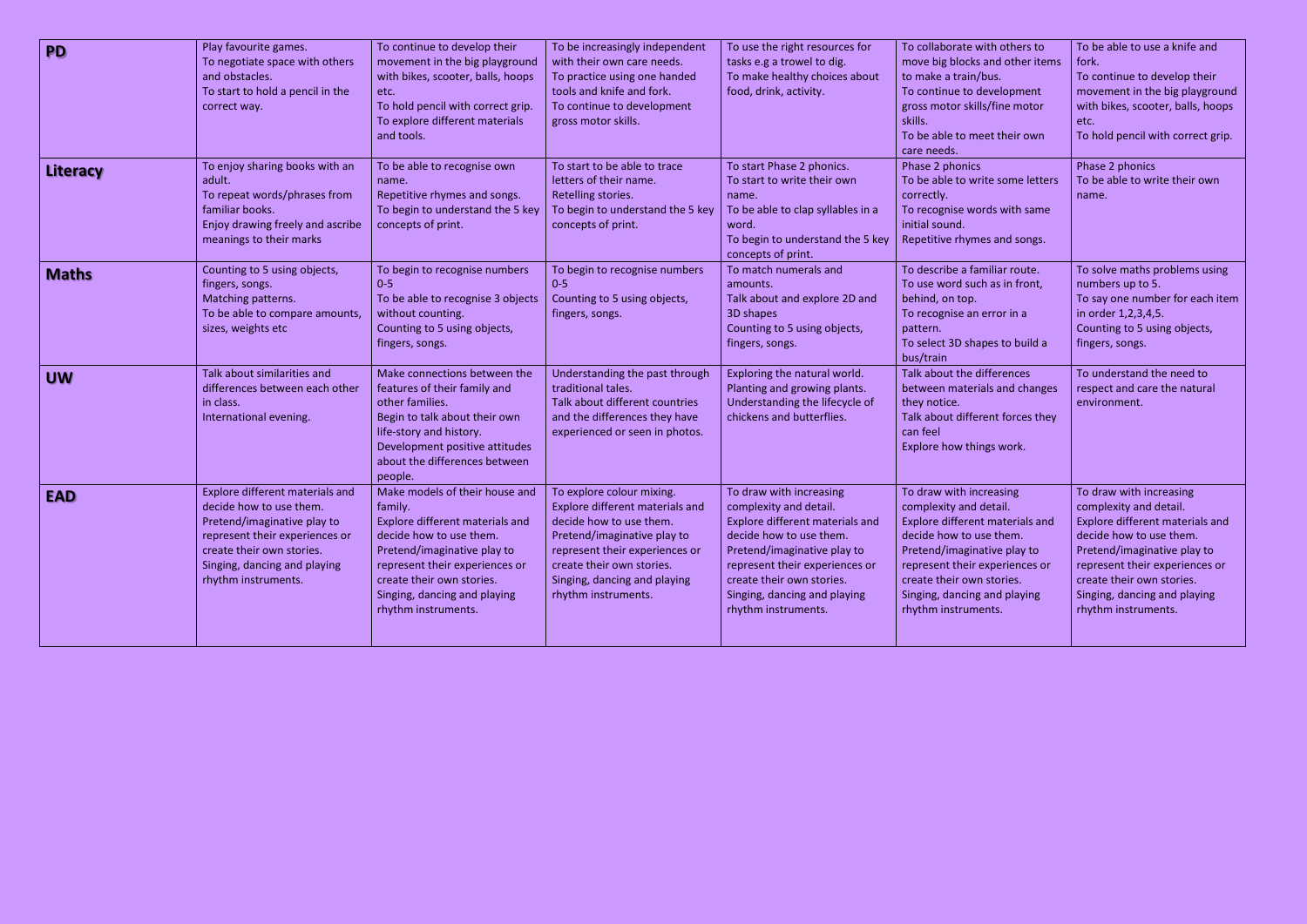| | | | | | | |
|---|---|---|---|---|---|---|
| **PD** | Play favourite games.<br>To negotiate space with others and obstacles.<br>To start to hold a pencil in the correct way. | To continue to develop their movement in the big playground with bikes, scooter, balls, hoops etc.<br>To hold pencil with correct grip.<br>To explore different materials and tools. | To be increasingly independent with their own care needs.<br>To practice using one handed tools and knife and fork.<br>To continue to development gross motor skills. | To use the right resources for tasks e.g a trowel to dig.<br>To make healthy choices about food, drink, activity. | To collaborate with others to move big blocks and other items to make a train/bus.<br>To continue to development gross motor skills/fine motor skills.<br>To be able to meet their own care needs. | To be able to use a knife and fork.<br>To continue to develop their movement in the big playground with bikes, scooter, balls, hoops etc.<br>To hold pencil with correct grip. |
| **Literacy** | To enjoy sharing books with an adult.<br>To repeat words/phrases from familiar books.<br>Enjoy drawing freely and ascribe meanings to their marks | To be able to recognise own name.<br>Repetitive rhymes and songs.<br>To begin to understand the 5 key concepts of print. | To start to be able to trace letters of their name.<br>Retelling stories.<br>To begin to understand the 5 key concepts of print. | To start Phase 2 phonics.<br>To start to write their own name.<br>To be able to clap syllables in a word.<br>To begin to understand the 5 key concepts of print. | Phase 2 phonics<br>To be able to write some letters correctly.<br>To recognise words with same initial sound.<br>Repetitive rhymes and songs. | Phase 2 phonics<br>To be able to write their own name. |
| **Maths** | Counting to 5 using objects, fingers, songs.<br>Matching patterns.<br>To be able to compare amounts, sizes, weights etc | To begin to recognise numbers 0-5<br>To be able to recognise 3 objects without counting.<br>Counting to 5 using objects, fingers, songs. | To begin to recognise numbers 0-5<br>Counting to 5 using objects, fingers, songs. | To match numerals and amounts.<br>Talk about and explore 2D and 3D shapes<br>Counting to 5 using objects, fingers, songs. | To describe a familiar route.<br>To use word such as in front, behind, on top.<br>To recognise an error in a pattern.<br>To select 3D shapes to build a bus/train | To solve maths problems using numbers up to 5.<br>To say one number for each item in order 1,2,3,4,5.<br>Counting to 5 using objects, fingers, songs. |
| **UW** | Talk about similarities and differences between each other in class.<br>International evening. | Make connections between the features of their family and other families.<br>Begin to talk about their own life-story and history.<br>Development positive attitudes about the differences between people. | Understanding the past through traditional tales.<br>Talk about different countries and the differences they have experienced or seen in photos. | Exploring the natural world.<br>Planting and growing plants.<br>Understanding the lifecycle of chickens and butterflies. | Talk about the differences between materials and changes they notice.<br>Talk about different forces they can feel<br>Explore how things work. | To understand the need to respect and care the natural environment. |
| **EAD** | Explore different materials and decide how to use them.<br>Pretend/imaginative play to represent their experiences or create their own stories.<br>Singing, dancing and playing rhythm instruments. | Make models of their house and family.<br>Explore different materials and decide how to use them.<br>Pretend/imaginative play to represent their experiences or create their own stories.<br>Singing, dancing and playing rhythm instruments. | To explore colour mixing.<br>Explore different materials and decide how to use them.<br>Pretend/imaginative play to represent their experiences or create their own stories.<br>Singing, dancing and playing rhythm instruments. | To draw with increasing complexity and detail.<br>Explore different materials and decide how to use them.<br>Pretend/imaginative play to represent their experiences or create their own stories.<br>Singing, dancing and playing rhythm instruments. | To draw with increasing complexity and detail.<br>Explore different materials and decide how to use them.<br>Pretend/imaginative play to represent their experiences or create their own stories.<br>Singing, dancing and playing rhythm instruments. | To draw with increasing complexity and detail.<br>Explore different materials and decide how to use them.<br>Pretend/imaginative play to represent their experiences or create their own stories.<br>Singing, dancing and playing rhythm instruments. |